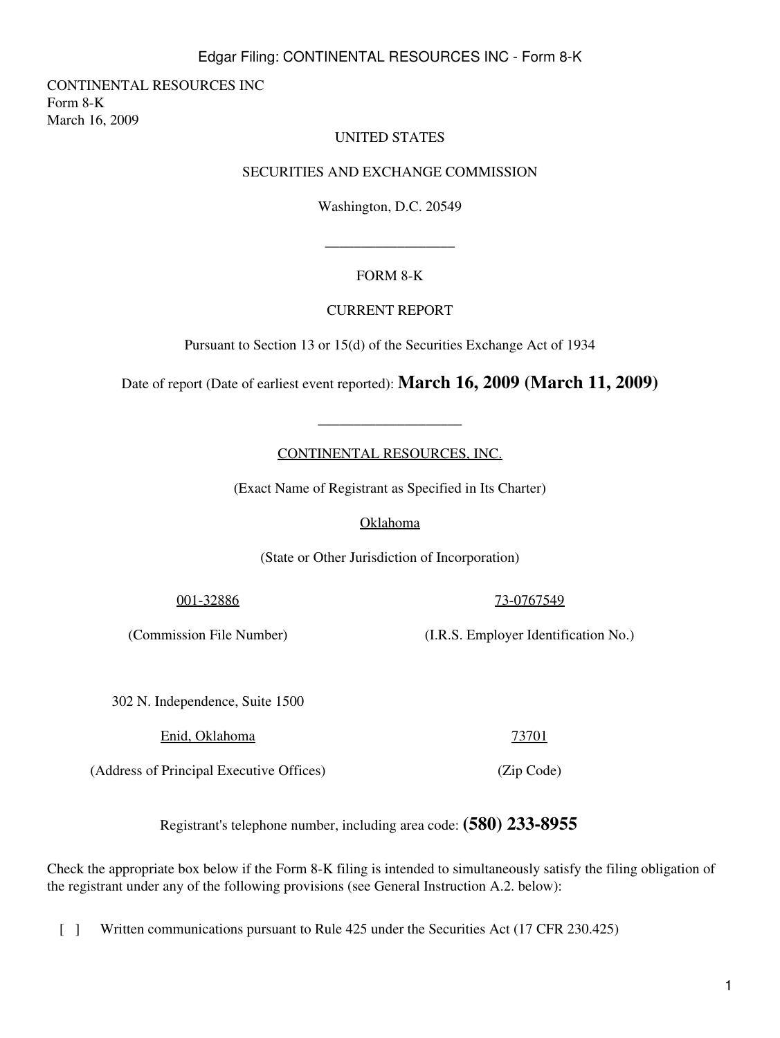CONTINENTAL RESOURCES INC
Form 8-K
March 16, 2009

UNITED STATES

SECURITIES AND EXCHANGE COMMISSION

Washington, D.C. 20549

---

FORM 8-K

CURRENT REPORT

Pursuant to Section 13 or 15(d) of the Securities Exchange Act of 1934

Date of report (Date of earliest event reported): **March 16, 2009 (March 11, 2009)**

---

CONTINENTAL RESOURCES, INC.

(Exact Name of Registrant as Specified in Its Charter)

Oklahoma

(State or Other Jurisdiction of Incorporation)

| 001-32886 | 73-0767549 |
|---|---|
| (Commission File Number) | (I.R.S. Employer Identification No.) |

302 N. Independence, Suite 1500

| Enid, Oklahoma | 73701 |
|---|---|
| (Address of Principal Executive Offices) | (Zip Code) |

Registrant's telephone number, including area code: **(580) 233-8955**

Check the appropriate box below if the Form 8-K filing is intended to simultaneously satisfy the filing obligation of the registrant under any of the following provisions (see General Instruction A.2. below):

[ ] Written communications pursuant to Rule 425 under the Securities Act (17 CFR 230.425)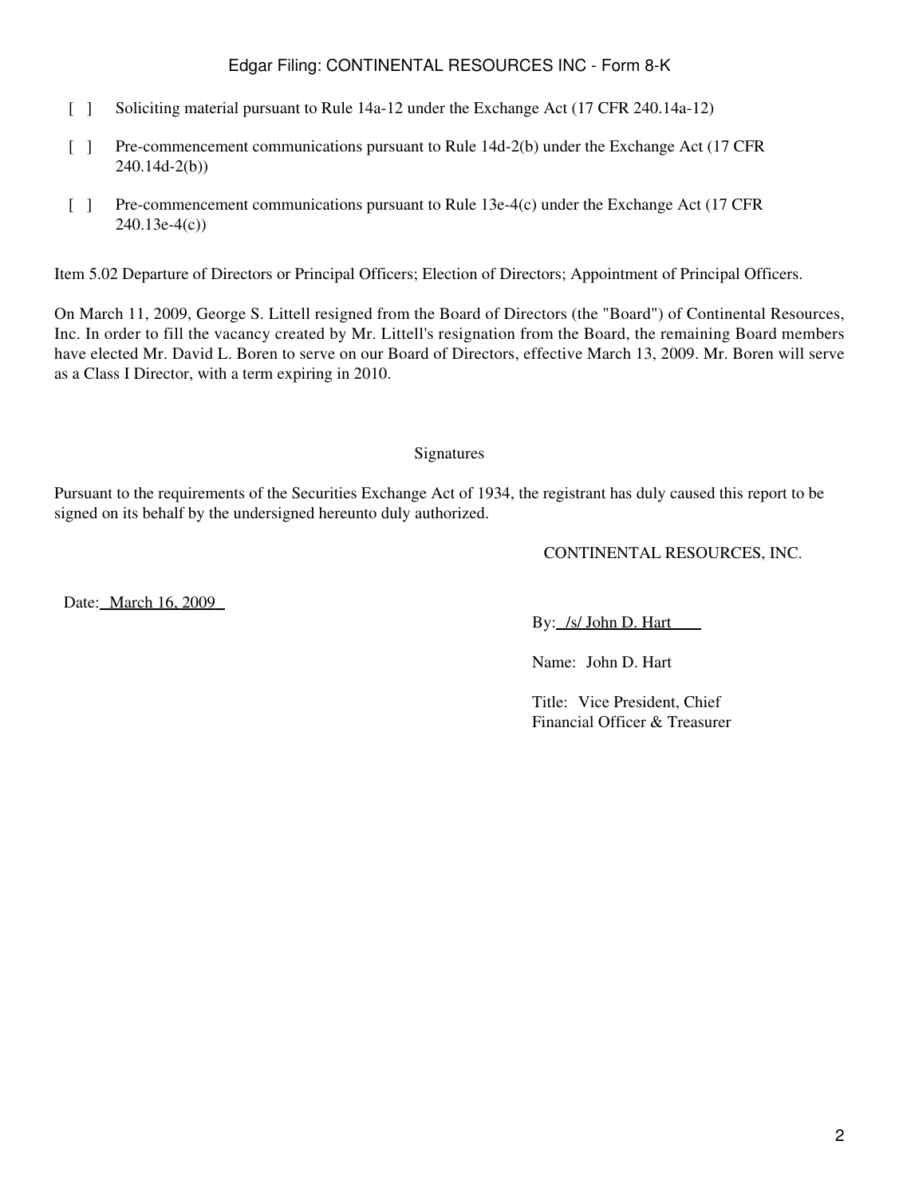[ ] Soliciting material pursuant to Rule 14a-12 under the Exchange Act (17 CFR 240.14a-12)

[ ] Pre-commencement communications pursuant to Rule 14d-2(b) under the Exchange Act (17 CFR 240.14d-2(b))

[ ] Pre-commencement communications pursuant to Rule 13e-4(c) under the Exchange Act (17 CFR 240.13e-4(c))

Item 5.02 Departure of Directors or Principal Officers; Election of Directors; Appointment of Principal Officers.

On March 11, 2009, George S. Littell resigned from the Board of Directors (the "Board") of Continental Resources, Inc. In order to fill the vacancy created by Mr. Littell's resignation from the Board, the remaining Board members have elected Mr. David L. Boren to serve on our Board of Directors, effective March 13, 2009. Mr. Boren will serve as a Class I Director, with a term expiring in 2010.

Signatures

Pursuant to the requirements of the Securities Exchange Act of 1934, the registrant has duly caused this report to be signed on its behalf by the undersigned hereunto duly authorized.

CONTINENTAL RESOURCES, INC.

Date: March 16, 2009

By: /s/ John D. Hart

Name: John D. Hart

Title: Vice President, Chief Financial Officer & Treasurer